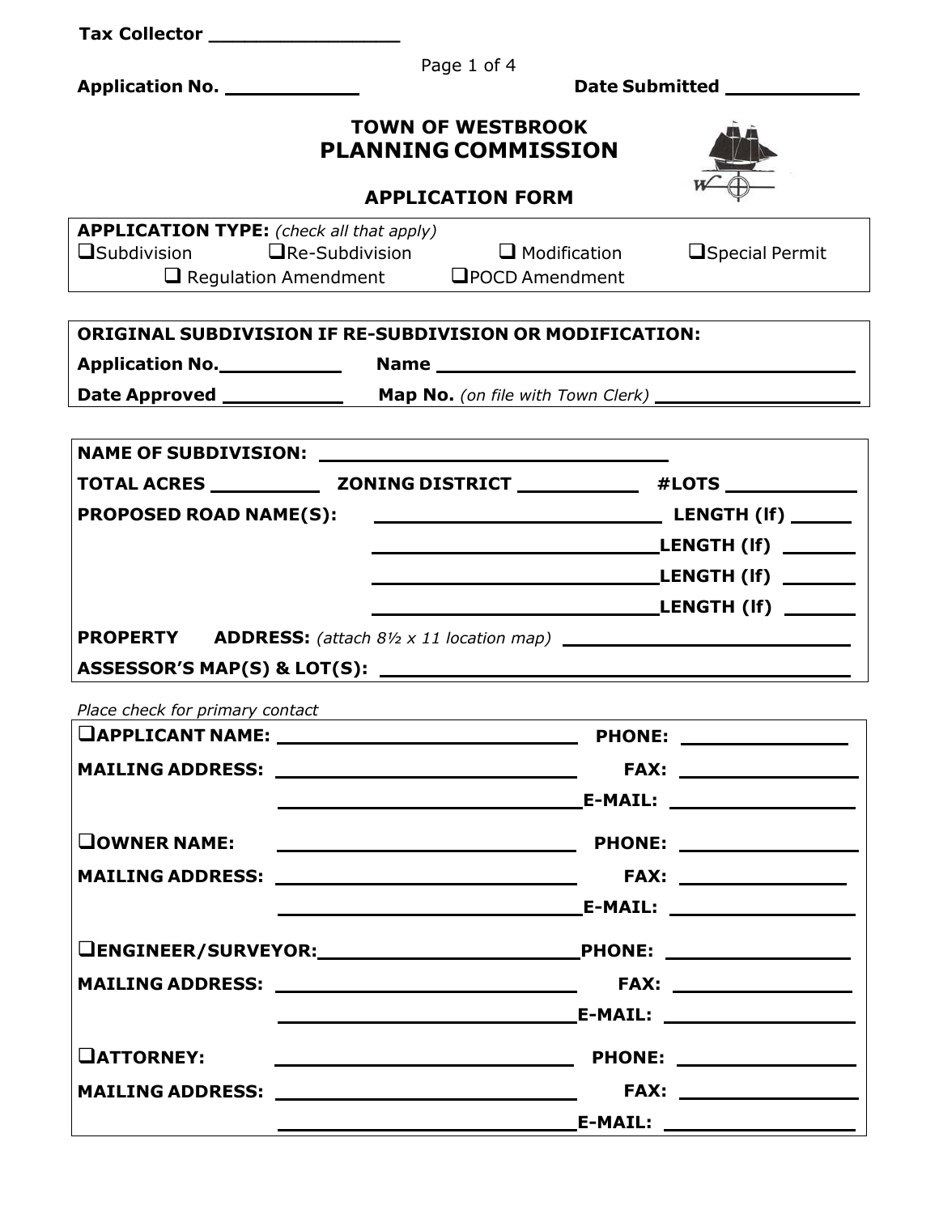**Tax Collector** ________________

**Application No.** ____________ **Date Submitted** ____________

# TOWN OF WESTBROOK
## PLANNING COMMISSION

### APPLICATION FORM

**APPLICATION TYPE:** *(check all that apply)*

- ❑ Subdivision
- ❑ Re-Subdivision
- ❑ Modification
- ❑ Special Permit
- ❑ Regulation Amendment
- ❑ POCD Amendment

**ORIGINAL SUBDIVISION IF RE-SUBDIVISION OR MODIFICATION:**

**Application No.** ____________ **Name** ______________________________

**Date Approved** ____________ **Map No.** *(on file with Town Clerk)* ____________________

**NAME OF SUBDIVISION:** ______________________________

**TOTAL ACRES** __________ **ZONING DISTRICT** ___________ **#LOTS** ____________

**PROPOSED ROAD NAME(S):** ______________________ **LENGTH (lf)** ______

______________________ **LENGTH (lf)** ______

______________________ **LENGTH (lf)** ______

______________________ **LENGTH (lf)** ______

**PROPERTY ADDRESS:** *(attach 8½ x 11 location map)* ______________________

**ASSESSOR'S MAP(S) & LOT(S):** ______________________________

*Place check for primary contact*

❑ **APPLICANT NAME:** ______________________ **PHONE:** ______________

**MAILING ADDRESS:** ______________________ **FAX:** ______________

______________________ **E-MAIL:** ______________

❑ **OWNER NAME:** ______________________ **PHONE:** ______________

**MAILING ADDRESS:** ______________________ **FAX:** ______________

______________________ **E-MAIL:** ______________

❑ **ENGINEER/SURVEYOR:** ______________________ **PHONE:** ______________

**MAILING ADDRESS:** ______________________ **FAX:** ______________

______________________ **E-MAIL:** ______________

❑ **ATTORNEY:** ______________________ **PHONE:** ______________

**MAILING ADDRESS:** ______________________ **FAX:** ______________

______________________ **E-MAIL:** ______________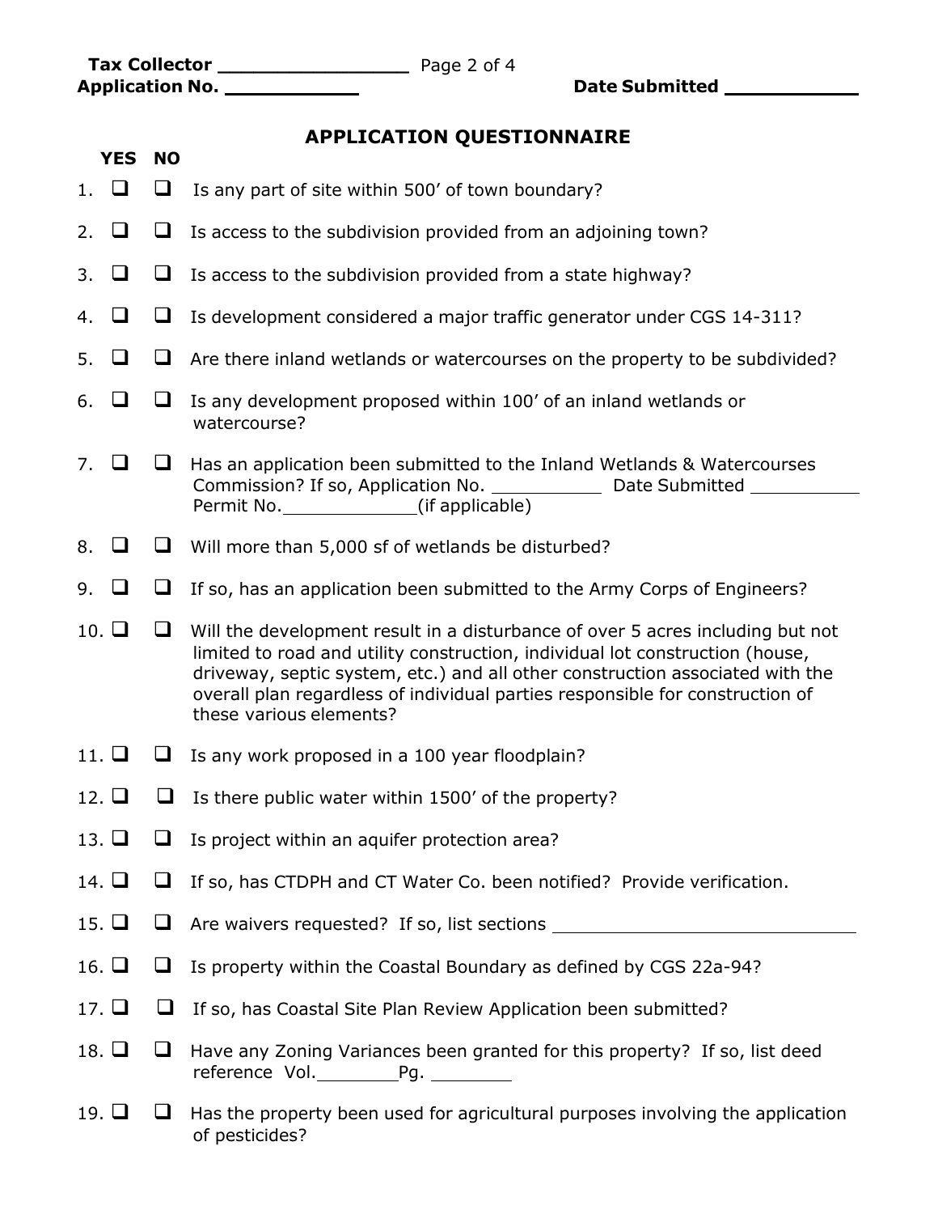**Tax Collector** ________________

**Application No.** ___________ **Date Submitted** ___________

## APPLICATION QUESTIONNAIRE

| | YES | NO | |
|---|---|---|---|
| 1. | ❑ | ❑ | Is any part of site within 500' of town boundary? |
| 2. | ❑ | ❑ | Is access to the subdivision provided from an adjoining town? |
| 3. | ❑ | ❑ | Is access to the subdivision provided from a state highway? |
| 4. | ❑ | ❑ | Is development considered a major traffic generator under CGS 14-311? |
| 5. | ❑ | ❑ | Are there inland wetlands or watercourses on the property to be subdivided? |
| 6. | ❑ | ❑ | Is any development proposed within 100' of an inland wetlands or watercourse? |
| 7. | ❑ | ❑ | Has an application been submitted to the Inland Wetlands & Watercourses Commission? If so, Application No. ___________ Date Submitted ___________ Permit No. _____________ (if applicable) |
| 8. | ❑ | ❑ | Will more than 5,000 sf of wetlands be disturbed? |
| 9. | ❑ | ❑ | If so, has an application been submitted to the Army Corps of Engineers? |
| 10. | ❑ | ❑ | Will the development result in a disturbance of over 5 acres including but not limited to road and utility construction, individual lot construction (house, driveway, septic system, etc.) and all other construction associated with the overall plan regardless of individual parties responsible for construction of these various elements? |
| 11. | ❑ | ❑ | Is any work proposed in a 100 year floodplain? |
| 12. | ❑ | ❑ | Is there public water within 1500' of the property? |
| 13. | ❑ | ❑ | Is project within an aquifer protection area? |
| 14. | ❑ | ❑ | If so, has CTDPH and CT Water Co. been notified? Provide verification. |
| 15. | ❑ | ❑ | Are waivers requested? If so, list sections ______________________________ |
| 16. | ❑ | ❑ | Is property within the Coastal Boundary as defined by CGS 22a-94? |
| 17. | ❑ | ❑ | If so, has Coastal Site Plan Review Application been submitted? |
| 18. | ❑ | ❑ | Have any Zoning Variances been granted for this property? If so, list deed reference Vol.________ Pg. ________ |
| 19. | ❑ | ❑ | Has the property been used for agricultural purposes involving the application of pesticides? |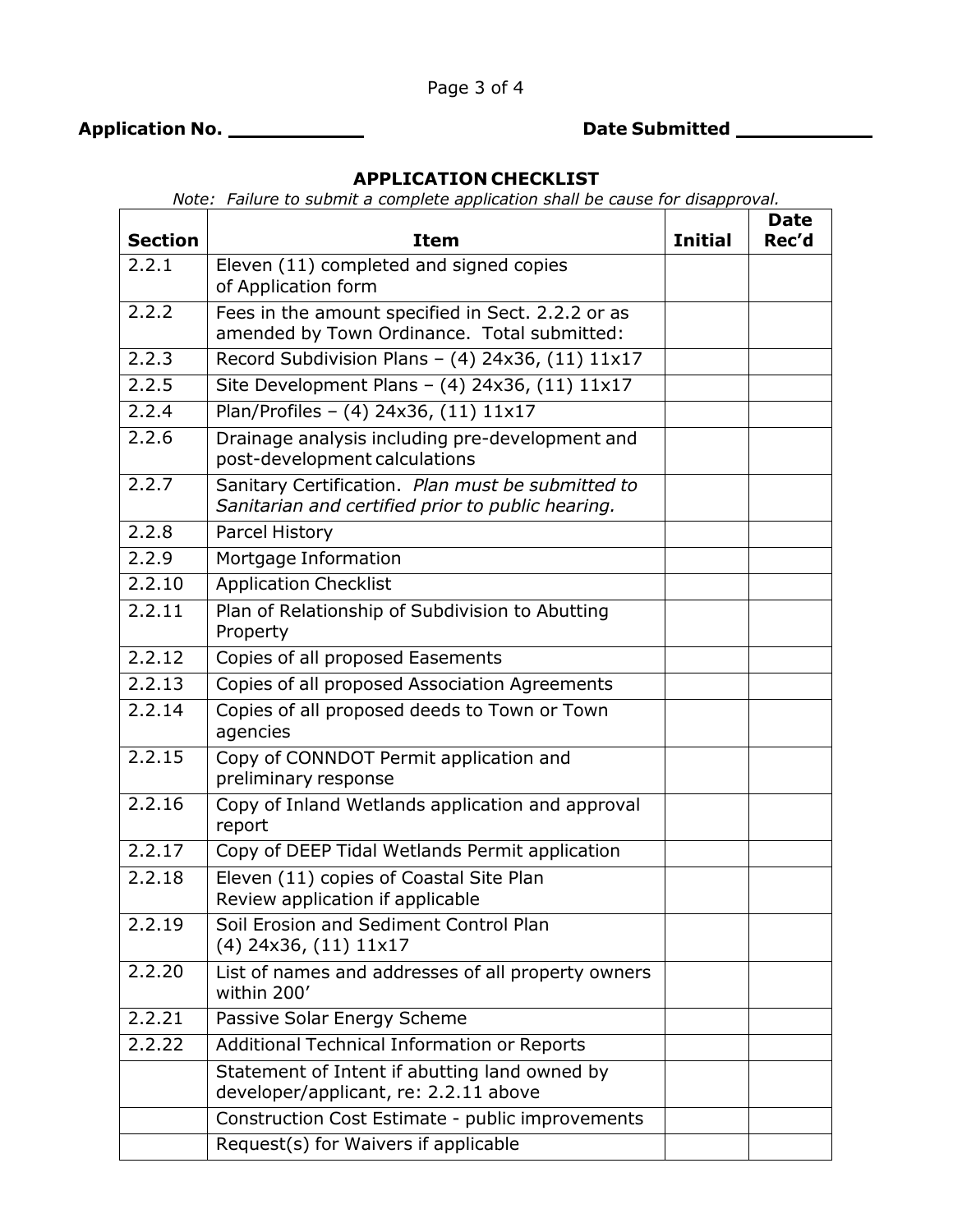**Application No. \_\_\_\_\_\_\_\_\_\_\_** **Date Submitted \_\_\_\_\_\_\_\_\_\_\_**

## APPLICATION CHECKLIST

*Note: Failure to submit a complete application shall be cause for disapproval.*

| Section | Item | Initial | Date Rec'd |
|---|---|---|---|
| 2.2.1 | Eleven (11) completed and signed copies of Application form | | |
| 2.2.2 | Fees in the amount specified in Sect. 2.2.2 or as amended by Town Ordinance. Total submitted: | | |
| 2.2.3 | Record Subdivision Plans – (4) 24x36, (11) 11x17 | | |
| 2.2.5 | Site Development Plans – (4) 24x36, (11) 11x17 | | |
| 2.2.4 | Plan/Profiles – (4) 24x36, (11) 11x17 | | |
| 2.2.6 | Drainage analysis including pre-development and post-development calculations | | |
| 2.2.7 | Sanitary Certification. *Plan must be submitted to Sanitarian and certified prior to public hearing.* | | |
| 2.2.8 | Parcel History | | |
| 2.2.9 | Mortgage Information | | |
| 2.2.10 | Application Checklist | | |
| 2.2.11 | Plan of Relationship of Subdivision to Abutting Property | | |
| 2.2.12 | Copies of all proposed Easements | | |
| 2.2.13 | Copies of all proposed Association Agreements | | |
| 2.2.14 | Copies of all proposed deeds to Town or Town agencies | | |
| 2.2.15 | Copy of CONNDOT Permit application and preliminary response | | |
| 2.2.16 | Copy of Inland Wetlands application and approval report | | |
| 2.2.17 | Copy of DEEP Tidal Wetlands Permit application | | |
| 2.2.18 | Eleven (11) copies of Coastal Site Plan Review application if applicable | | |
| 2.2.19 | Soil Erosion and Sediment Control Plan (4) 24x36, (11) 11x17 | | |
| 2.2.20 | List of names and addresses of all property owners within 200' | | |
| 2.2.21 | Passive Solar Energy Scheme | | |
| 2.2.22 | Additional Technical Information or Reports | | |
| | Statement of Intent if abutting land owned by developer/applicant, re: 2.2.11 above | | |
| | Construction Cost Estimate - public improvements | | |
| | Request(s) for Waivers if applicable | | |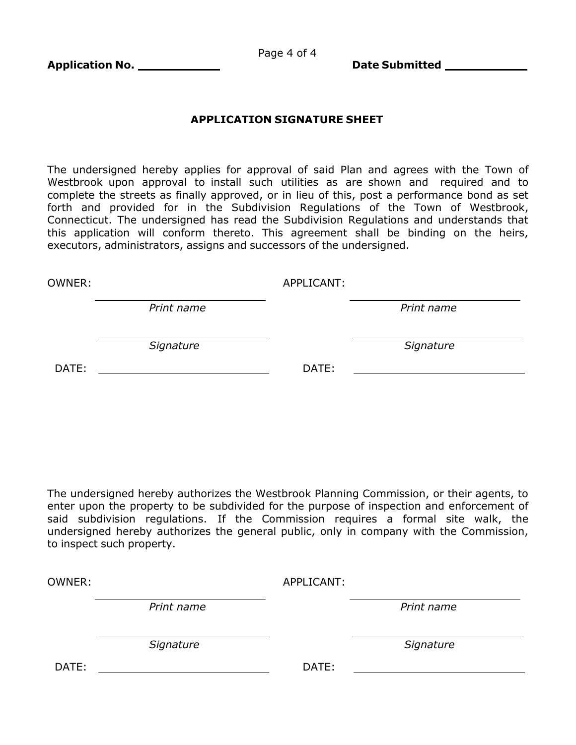**Application No. ____________** **Date Submitted ____________**

## APPLICATION SIGNATURE SHEET

The undersigned hereby applies for approval of said Plan and agrees with the Town of Westbrook upon approval to install such utilities as are shown and required and to complete the streets as finally approved, or in lieu of this, post a performance bond as set forth and provided for in the Subdivision Regulations of the Town of Westbrook, Connecticut. The undersigned has read the Subdivision Regulations and understands that this application will conform thereto. This agreement shall be binding on the heirs, executors, administrators, assigns and successors of the undersigned.

OWNER:

____________________________
*Print name*

____________________________
*Signature*

DATE: ____________________________

APPLICANT:

____________________________
*Print name*

____________________________
*Signature*

DATE: ____________________________

The undersigned hereby authorizes the Westbrook Planning Commission, or their agents, to enter upon the property to be subdivided for the purpose of inspection and enforcement of said subdivision regulations. If the Commission requires a formal site walk, the undersigned hereby authorizes the general public, only in company with the Commission, to inspect such property.

OWNER:

____________________________
*Print name*

____________________________
*Signature*

DATE: ____________________________

APPLICANT:

____________________________
*Print name*

____________________________
*Signature*

DATE: ____________________________